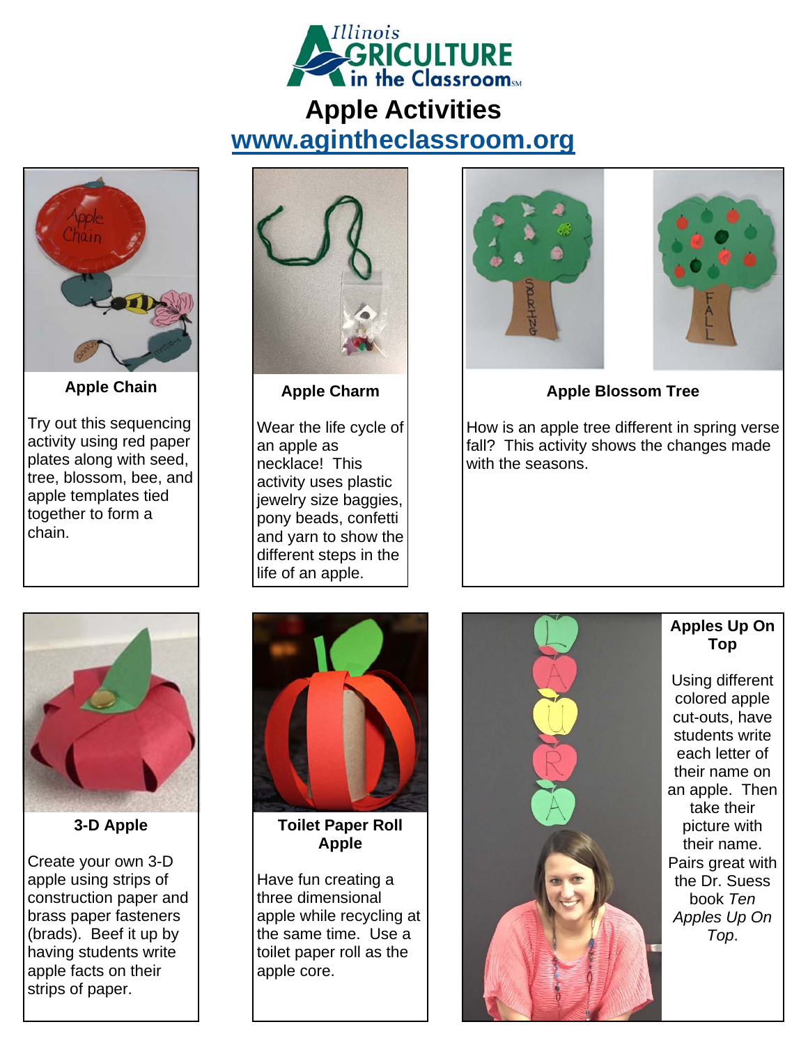Illinois Agriculture in the Classroom

# Apple Activities

[www.agintheclassroom.org](http://www.agintheclassroom.org)

### Apple Chain

Try out this sequencing activity using red paper plates along with seed, tree, blossom, bee, and apple templates tied together to form a chain.

### Apple Charm

Wear the life cycle of an apple as necklace! This activity uses plastic jewelry size baggies, pony beads, confetti and yarn to show the different steps in the life of an apple.

### Apple Blossom Tree

How is an apple tree different in spring verse fall? This activity shows the changes made with the seasons.

### 3-D Apple

Create your own 3-D apple using strips of construction paper and brass paper fasteners (brads). Beef it up by having students write apple facts on their strips of paper.

### Toilet Paper Roll Apple

Have fun creating a three dimensional apple while recycling at the same time. Use a toilet paper roll as the apple core.

### Apples Up On Top

Using different colored apple cut-outs, have students write each letter of their name on an apple. Then take their picture with their name. Pairs great with the Dr. Suess book *Ten Apples Up On Top*.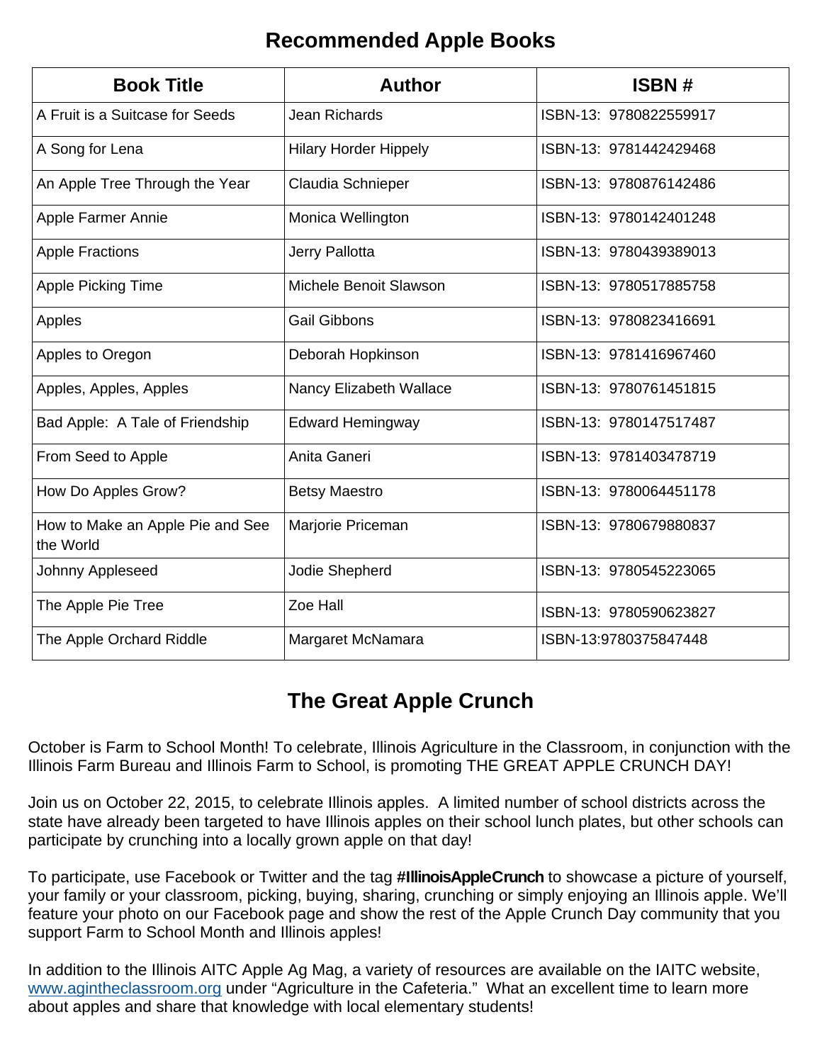## Recommended Apple Books

| Book Title | Author | ISBN # |
|---|---|---|
| A Fruit is a Suitcase for Seeds | Jean Richards | ISBN-13: 9780822559917 |
| A Song for Lena | Hilary Horder Hippely | ISBN-13: 9781442429468 |
| An Apple Tree Through the Year | Claudia Schnieper | ISBN-13: 9780876142486 |
| Apple Farmer Annie | Monica Wellington | ISBN-13: 9780142401248 |
| Apple Fractions | Jerry Pallotta | ISBN-13: 9780439389013 |
| Apple Picking Time | Michele Benoit Slawson | ISBN-13: 9780517885758 |
| Apples | Gail Gibbons | ISBN-13: 9780823416691 |
| Apples to Oregon | Deborah Hopkinson | ISBN-13: 9781416967460 |
| Apples, Apples, Apples | Nancy Elizabeth Wallace | ISBN-13: 9780761451815 |
| Bad Apple: A Tale of Friendship | Edward Hemingway | ISBN-13: 9780147517487 |
| From Seed to Apple | Anita Ganeri | ISBN-13: 9781403478719 |
| How Do Apples Grow? | Betsy Maestro | ISBN-13: 9780064451178 |
| How to Make an Apple Pie and See the World | Marjorie Priceman | ISBN-13: 9780679880837 |
| Johnny Appleseed | Jodie Shepherd | ISBN-13: 9780545223065 |
| The Apple Pie Tree | Zoe Hall | ISBN-13: 9780590623827 |
| The Apple Orchard Riddle | Margaret McNamara | ISBN-13:9780375847448 |

## The Great Apple Crunch

October is Farm to School Month! To celebrate, Illinois Agriculture in the Classroom, in conjunction with the Illinois Farm Bureau and Illinois Farm to School, is promoting THE GREAT APPLE CRUNCH DAY!

Join us on October 22, 2015, to celebrate Illinois apples. A limited number of school districts across the state have already been targeted to have Illinois apples on their school lunch plates, but other schools can participate by crunching into a locally grown apple on that day!

To participate, use Facebook or Twitter and the tag **#IllinoisAppleCrunch** to showcase a picture of yourself, your family or your classroom, picking, buying, sharing, crunching or simply enjoying an Illinois apple. We'll feature your photo on our Facebook page and show the rest of the Apple Crunch Day community that you support Farm to School Month and Illinois apples!

In addition to the Illinois AITC Apple Ag Mag, a variety of resources are available on the IAITC website, www.agintheclassroom.org under "Agriculture in the Cafeteria." What an excellent time to learn more about apples and share that knowledge with local elementary students!